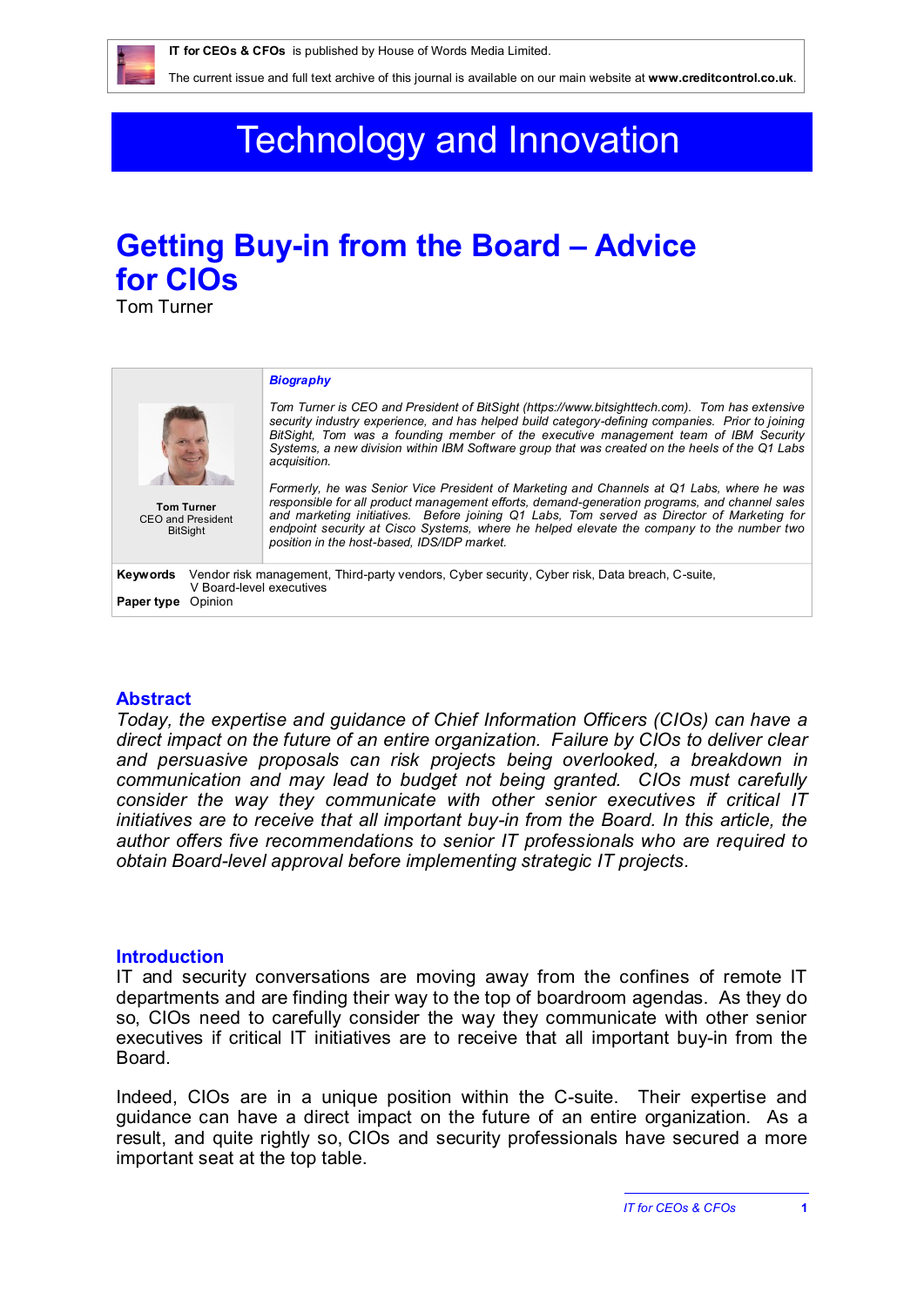**IT for CEOs & CFOs** is published by House of Words Media Limited.

The current issue and full text archive of this journal is available on our main website at **www.creditcontrol.co.uk**.

# Technology and Innovation

## Getting Buy-in from the Board – Advice for CIOs

Tom Turner

**Tom Turner**
CEO and President
BitSight

***Biography***

*Tom Turner is CEO and President of BitSight (https://www.bitsighttech.com). Tom has extensive security industry experience, and has helped build category-defining companies. Prior to joining BitSight, Tom was a founding member of the executive management team of IBM Security Systems, a new division within IBM Software group that was created on the heels of the Q1 Labs acquisition.*

*Formerly, he was Senior Vice President of Marketing and Channels at Q1 Labs, where he was responsible for all product management efforts, demand-generation programs, and channel sales and marketing initiatives. Before joining Q1 Labs, Tom served as Director of Marketing for endpoint security at Cisco Systems, where he helped elevate the company to the number two position in the host-based, IDS/IDP market.*

**Keywords** Vendor risk management, Third-party vendors, Cyber security, Cyber risk, Data breach, C-suite, V Board-level executives

**Paper type** Opinion

### Abstract

*Today, the expertise and guidance of Chief Information Officers (CIOs) can have a direct impact on the future of an entire organization. Failure by CIOs to deliver clear and persuasive proposals can risk projects being overlooked, a breakdown in communication and may lead to budget not being granted. CIOs must carefully consider the way they communicate with other senior executives if critical IT initiatives are to receive that all important buy-in from the Board. In this article, the author offers five recommendations to senior IT professionals who are required to obtain Board-level approval before implementing strategic IT projects.*

### Introduction

IT and security conversations are moving away from the confines of remote IT departments and are finding their way to the top of boardroom agendas. As they do so, CIOs need to carefully consider the way they communicate with other senior executives if critical IT initiatives are to receive that all important buy-in from the Board.

Indeed, CIOs are in a unique position within the C-suite. Their expertise and guidance can have a direct impact on the future of an entire organization. As a result, and quite rightly so, CIOs and security professionals have secured a more important seat at the top table.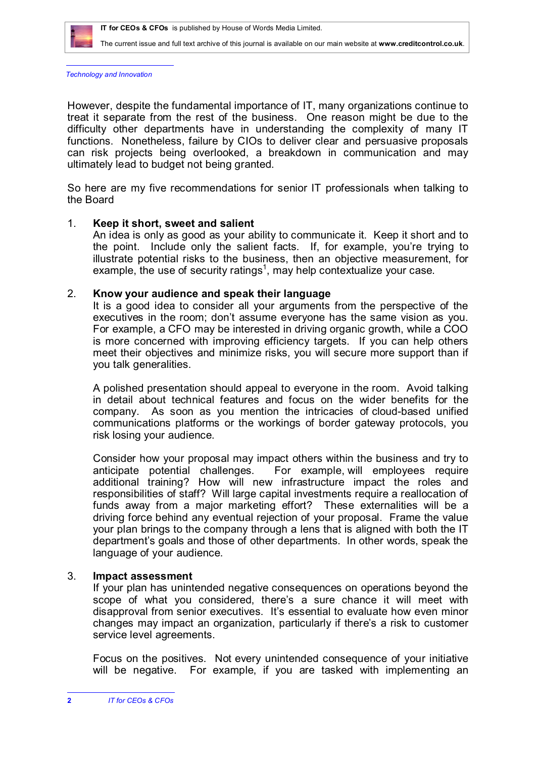However, despite the fundamental importance of IT, many organizations continue to treat it separate from the rest of the business. One reason might be due to the difficulty other departments have in understanding the complexity of many IT functions. Nonetheless, failure by CIOs to deliver clear and persuasive proposals can risk projects being overlooked, a breakdown in communication and may ultimately lead to budget not being granted.

So here are my five recommendations for senior IT professionals when talking to the Board

1. **Keep it short, sweet and salient**
   An idea is only as good as your ability to communicate it. Keep it short and to the point. Include only the salient facts. If, for example, you're trying to illustrate potential risks to the business, then an objective measurement, for example, the use of security ratings[1], may help contextualize your case.

2. **Know your audience and speak their language**
   It is a good idea to consider all your arguments from the perspective of the executives in the room; don't assume everyone has the same vision as you. For example, a CFO may be interested in driving organic growth, while a COO is more concerned with improving efficiency targets. If you can help others meet their objectives and minimize risks, you will secure more support than if you talk generalities.

   A polished presentation should appeal to everyone in the room. Avoid talking in detail about technical features and focus on the wider benefits for the company. As soon as you mention the intricacies of cloud-based unified communications platforms or the workings of border gateway protocols, you risk losing your audience.

   Consider how your proposal may impact others within the business and try to anticipate potential challenges. For example, will employees require additional training? How will new infrastructure impact the roles and responsibilities of staff? Will large capital investments require a reallocation of funds away from a major marketing effort? These externalities will be a driving force behind any eventual rejection of your proposal. Frame the value your plan brings to the company through a lens that is aligned with both the IT department's goals and those of other departments. In other words, speak the language of your audience.

3. **Impact assessment**
   If your plan has unintended negative consequences on operations beyond the scope of what you considered, there's a sure chance it will meet with disapproval from senior executives. It's essential to evaluate how even minor changes may impact an organization, particularly if there's a risk to customer service level agreements.

   Focus on the positives. Not every unintended consequence of your initiative will be negative. For example, if you are tasked with implementing an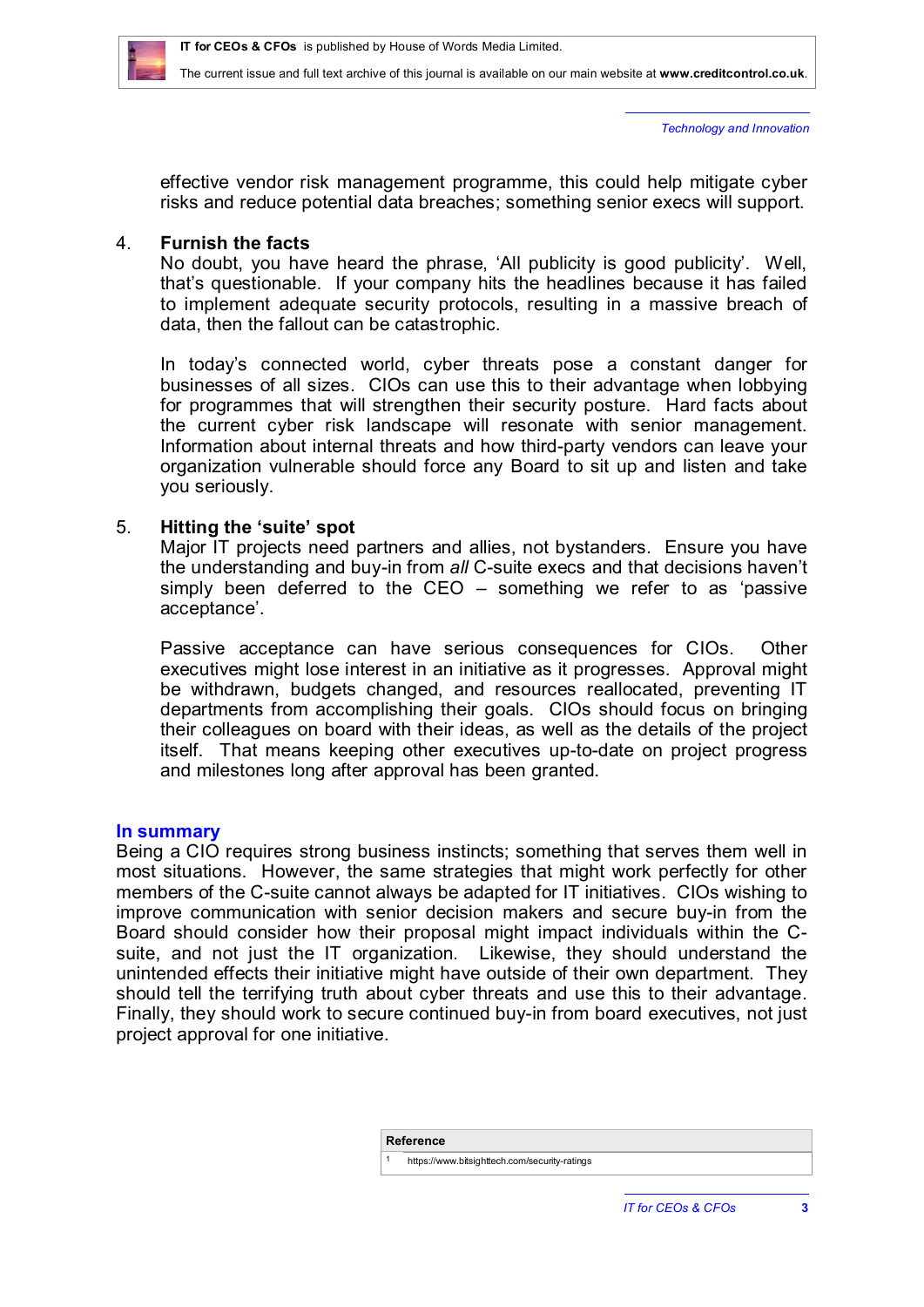effective vendor risk management programme, this could help mitigate cyber risks and reduce potential data breaches; something senior execs will support.

4. **Furnish the facts**

   No doubt, you have heard the phrase, 'All publicity is good publicity'. Well, that's questionable. If your company hits the headlines because it has failed to implement adequate security protocols, resulting in a massive breach of data, then the fallout can be catastrophic.

   In today's connected world, cyber threats pose a constant danger for businesses of all sizes. CIOs can use this to their advantage when lobbying for programmes that will strengthen their security posture. Hard facts about the current cyber risk landscape will resonate with senior management. Information about internal threats and how third-party vendors can leave your organization vulnerable should force any Board to sit up and listen and take you seriously.

5. **Hitting the 'suite' spot**

   Major IT projects need partners and allies, not bystanders. Ensure you have the understanding and buy-in from *all* C-suite execs and that decisions haven't simply been deferred to the CEO – something we refer to as 'passive acceptance'.

   Passive acceptance can have serious consequences for CIOs. Other executives might lose interest in an initiative as it progresses. Approval might be withdrawn, budgets changed, and resources reallocated, preventing IT departments from accomplishing their goals. CIOs should focus on bringing their colleagues on board with their ideas, as well as the details of the project itself. That means keeping other executives up-to-date on project progress and milestones long after approval has been granted.

## In summary

Being a CIO requires strong business instincts; something that serves them well in most situations. However, the same strategies that might work perfectly for other members of the C-suite cannot always be adapted for IT initiatives. CIOs wishing to improve communication with senior decision makers and secure buy-in from the Board should consider how their proposal might impact individuals within the C-suite, and not just the IT organization. Likewise, they should understand the unintended effects their initiative might have outside of their own department. They should tell the terrifying truth about cyber threats and use this to their advantage. Finally, they should work to secure continued buy-in from board executives, not just project approval for one initiative.

| Reference | |
|---|---|
| 1 | https://www.bitsighttech.com/security-ratings |